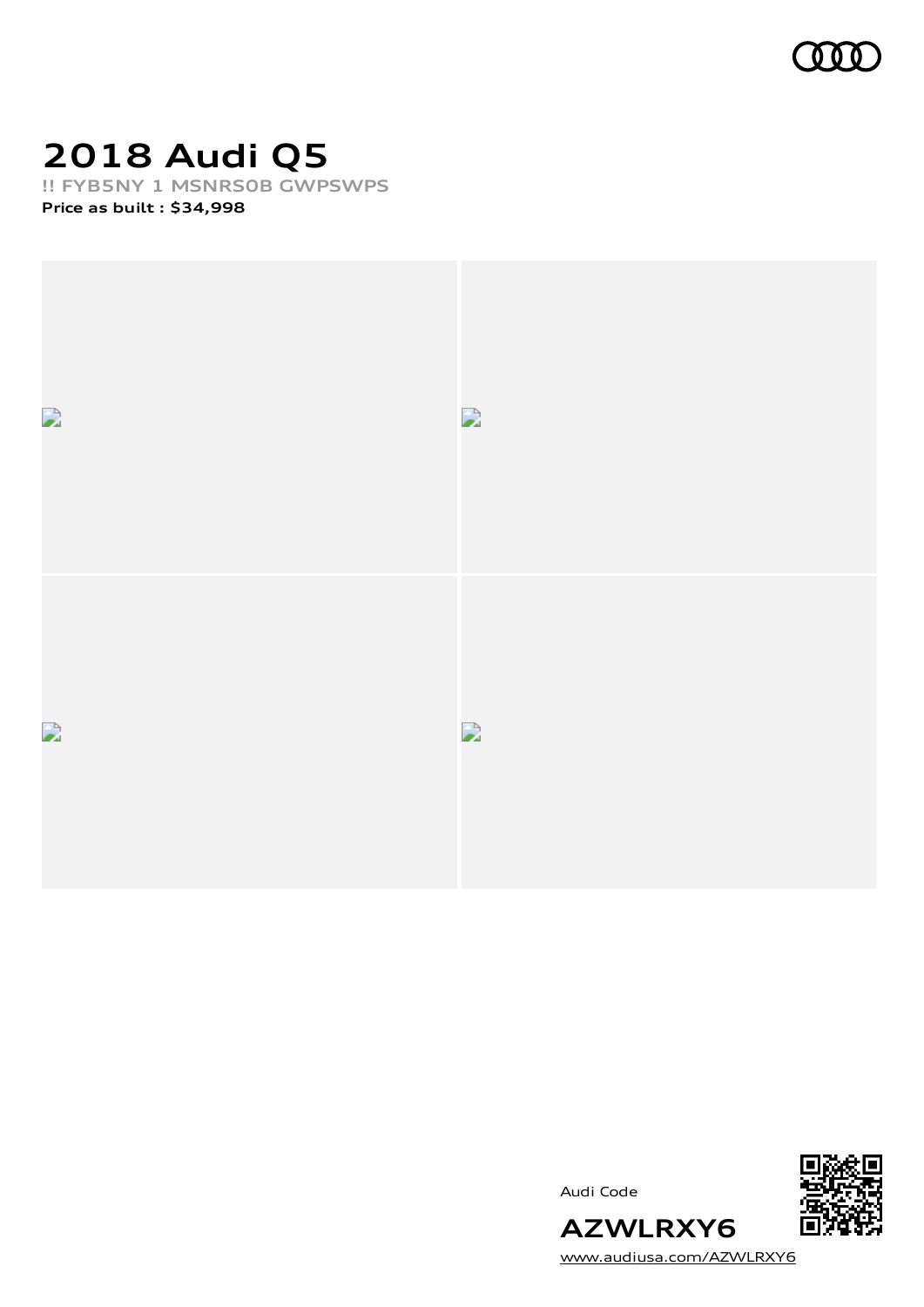# 2018 Audi Q5

**!! FYB5NY 1 MSNRS0B GWPSWPS**

**Price as built : $34,998**

Audi Code

**AZWLRXY6**

www.audiusa.com/AZWLRXY6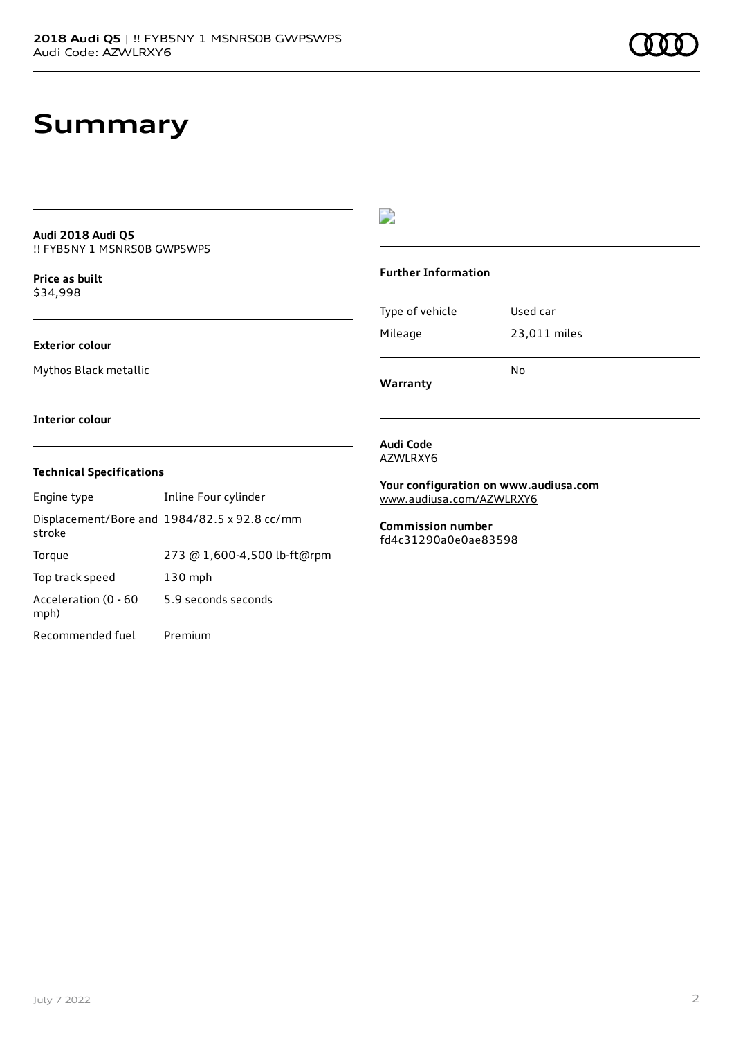# Summary

**Audi 2018 Audi Q5**
!! FYB5NY 1 MSNRS0B GWPSWPS

**Price as built**
$34,998

**Exterior colour**

Mythos Black metallic

**Interior colour**

### Technical Specifications

| | |
|---|---|
| Engine type | Inline Four cylinder |
| Displacement/Bore and stroke | 1984/82.5 x 92.8 cc/mm |
| Torque | 273 @ 1,600-4,500 lb-ft@rpm |
| Top track speed | 130 mph |
| Acceleration (0 - 60 mph) | 5.9 seconds seconds |
| Recommended fuel | Premium |

### Further Information

| | |
|---|---|
| Type of vehicle | Used car |
| Mileage | 23,011 miles |
| **Warranty** | No |

**Audi Code**
AZWLRXY6

**Your configuration on www.audiusa.com**
www.audiusa.com/AZWLRXY6

**Commission number**
fd4c31290a0e0ae83598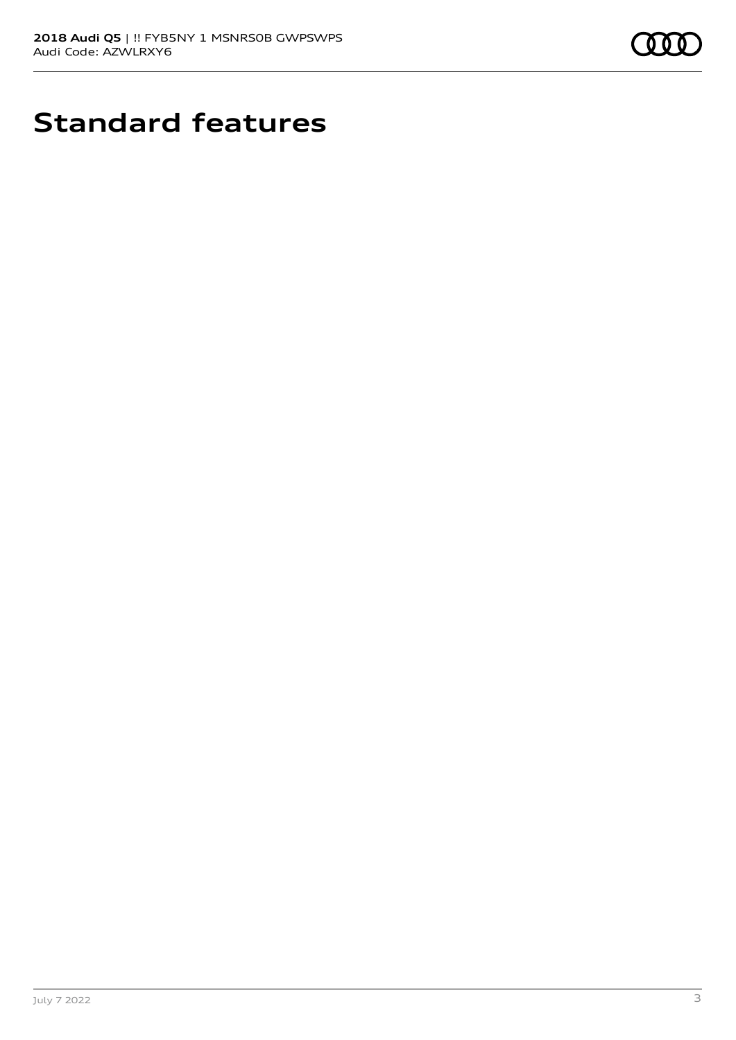# Standard features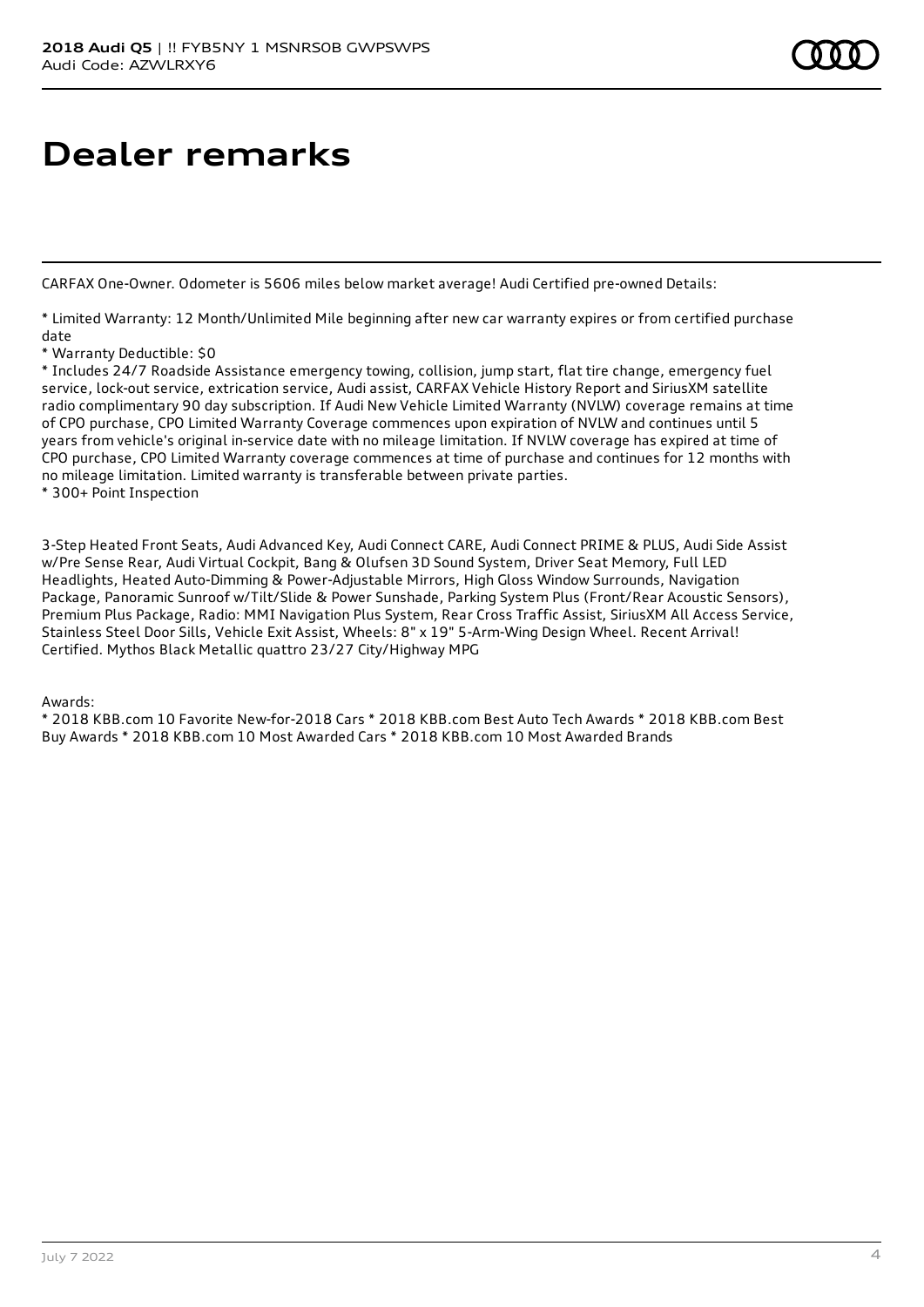# Dealer remarks

CARFAX One-Owner. Odometer is 5606 miles below market average! Audi Certified pre-owned Details:

* Limited Warranty: 12 Month/Unlimited Mile beginning after new car warranty expires or from certified purchase date
* Warranty Deductible: $0
* Includes 24/7 Roadside Assistance emergency towing, collision, jump start, flat tire change, emergency fuel service, lock-out service, extrication service, Audi assist, CARFAX Vehicle History Report and SiriusXM satellite radio complimentary 90 day subscription. If Audi New Vehicle Limited Warranty (NVLW) coverage remains at time of CPO purchase, CPO Limited Warranty Coverage commences upon expiration of NVLW and continues until 5 years from vehicle's original in-service date with no mileage limitation. If NVLW coverage has expired at time of CPO purchase, CPO Limited Warranty coverage commences at time of purchase and continues for 12 months with no mileage limitation. Limited warranty is transferable between private parties.
* 300+ Point Inspection

3-Step Heated Front Seats, Audi Advanced Key, Audi Connect CARE, Audi Connect PRIME & PLUS, Audi Side Assist w/Pre Sense Rear, Audi Virtual Cockpit, Bang & Olufsen 3D Sound System, Driver Seat Memory, Full LED Headlights, Heated Auto-Dimming & Power-Adjustable Mirrors, High Gloss Window Surrounds, Navigation Package, Panoramic Sunroof w/Tilt/Slide & Power Sunshade, Parking System Plus (Front/Rear Acoustic Sensors), Premium Plus Package, Radio: MMI Navigation Plus System, Rear Cross Traffic Assist, SiriusXM All Access Service, Stainless Steel Door Sills, Vehicle Exit Assist, Wheels: 8" x 19" 5-Arm-Wing Design Wheel. Recent Arrival! Certified. Mythos Black Metallic quattro 23/27 City/Highway MPG

Awards:
* 2018 KBB.com 10 Favorite New-for-2018 Cars * 2018 KBB.com Best Auto Tech Awards * 2018 KBB.com Best Buy Awards * 2018 KBB.com 10 Most Awarded Cars * 2018 KBB.com 10 Most Awarded Brands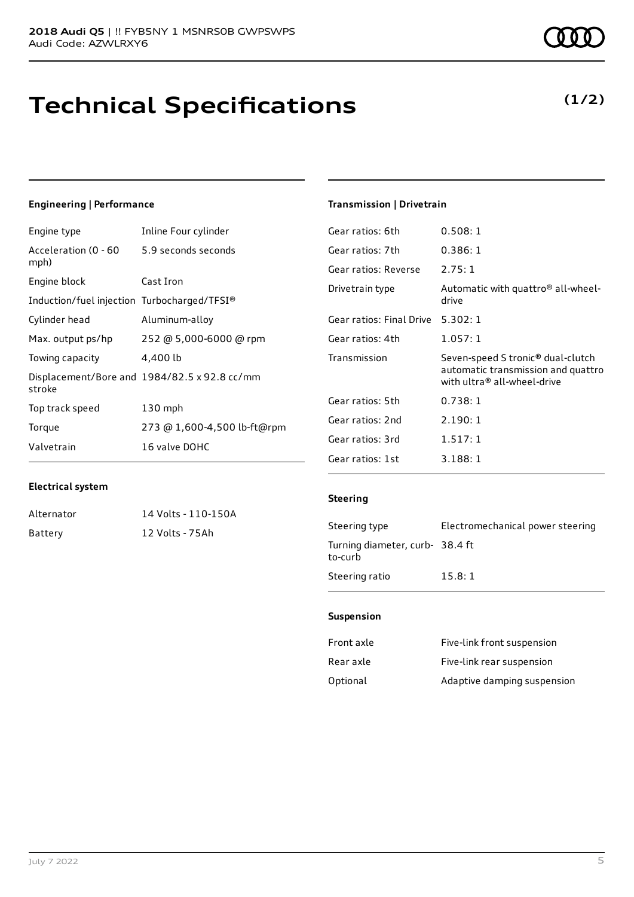# Technical Specifications

**(1/2)**

### Engineering | Performance

| | |
|---|---|
| Engine type | Inline Four cylinder |
| Acceleration (0 - 60 mph) | 5.9 seconds seconds |
| Engine block | Cast Iron |
| Induction/fuel injection | Turbocharged/TFSI® |
| Cylinder head | Aluminum-alloy |
| Max. output ps/hp | 252 @ 5,000-6000 @ rpm |
| Towing capacity | 4,400 lb |
| Displacement/Bore and stroke | 1984/82.5 x 92.8 cc/mm |
| Top track speed | 130 mph |
| Torque | 273 @ 1,600-4,500 lb-ft@rpm |
| Valvetrain | 16 valve DOHC |

### Electrical system

| | |
|---|---|
| Alternator | 14 Volts - 110-150A |
| Battery | 12 Volts - 75Ah |

### Transmission | Drivetrain

| | |
|---|---|
| Gear ratios: 6th | 0.508: 1 |
| Gear ratios: 7th | 0.386: 1 |
| Gear ratios: Reverse | 2.75: 1 |
| Drivetrain type | Automatic with quattro® all-wheel-drive |
| Gear ratios: Final Drive | 5.302: 1 |
| Gear ratios: 4th | 1.057: 1 |
| Transmission | Seven-speed S tronic® dual-clutch automatic transmission and quattro with ultra® all-wheel-drive |
| Gear ratios: 5th | 0.738: 1 |
| Gear ratios: 2nd | 2.190: 1 |
| Gear ratios: 3rd | 1.517: 1 |
| Gear ratios: 1st | 3.188: 1 |

### Steering

| | |
|---|---|
| Steering type | Electromechanical power steering |
| Turning diameter, curb-to-curb | 38.4 ft |
| Steering ratio | 15.8: 1 |

### Suspension

| | |
|---|---|
| Front axle | Five-link front suspension |
| Rear axle | Five-link rear suspension |
| Optional | Adaptive damping suspension |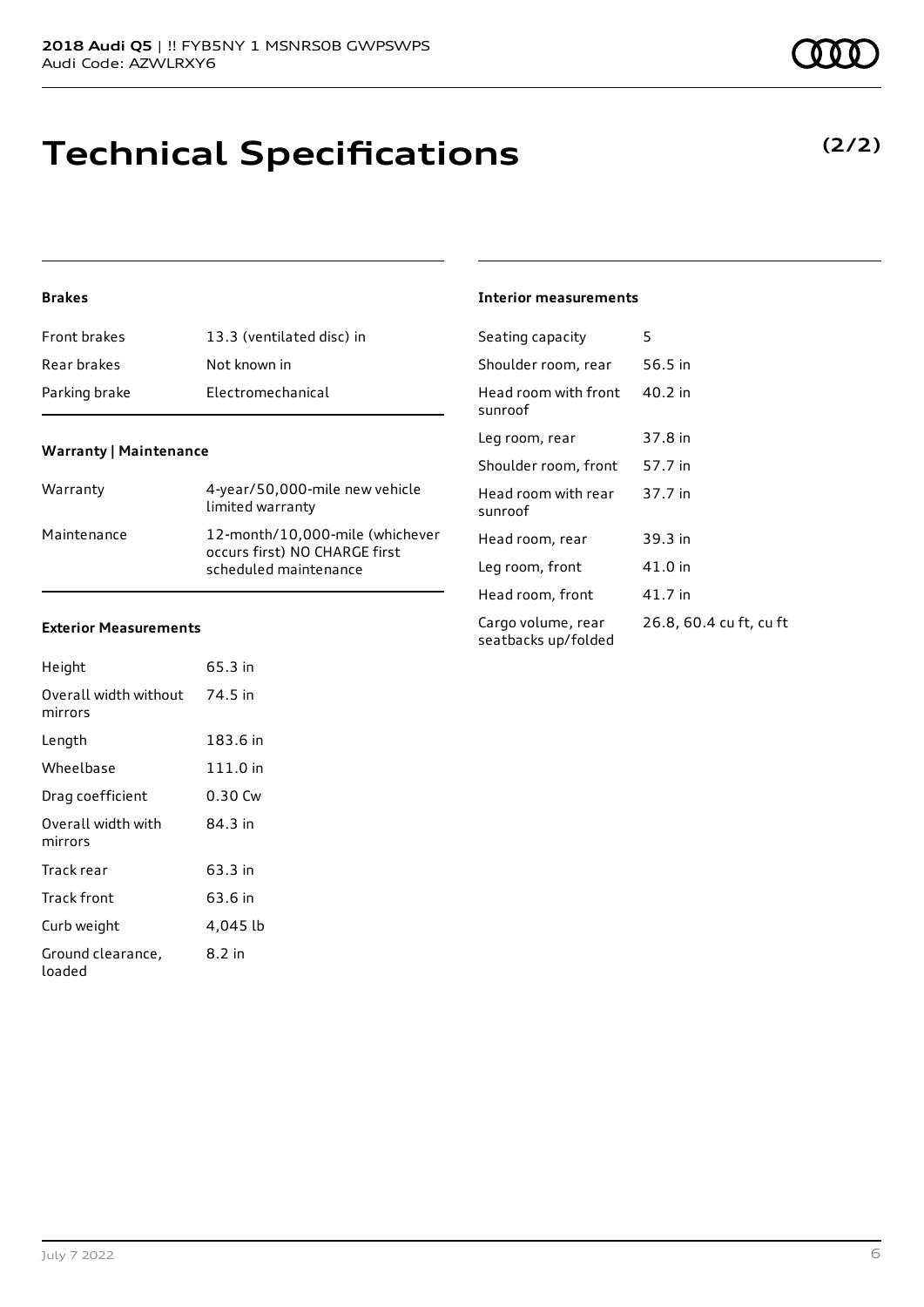# Technical Specifications

**(2/2)**

### Brakes

| | |
|---|---|
| Front brakes | 13.3 (ventilated disc) in |
| Rear brakes | Not known in |
| Parking brake | Electromechanical |

### Warranty | Maintenance

| | |
|---|---|
| Warranty | 4-year/50,000-mile new vehicle limited warranty |
| Maintenance | 12-month/10,000-mile (whichever occurs first) NO CHARGE first scheduled maintenance |

### Exterior Measurements

| | |
|---|---|
| Height | 65.3 in |
| Overall width without mirrors | 74.5 in |
| Length | 183.6 in |
| Wheelbase | 111.0 in |
| Drag coefficient | 0.30 Cw |
| Overall width with mirrors | 84.3 in |
| Track rear | 63.3 in |
| Track front | 63.6 in |
| Curb weight | 4,045 lb |
| Ground clearance, loaded | 8.2 in |

### Interior measurements

| | |
|---|---|
| Seating capacity | 5 |
| Shoulder room, rear | 56.5 in |
| Head room with front sunroof | 40.2 in |
| Leg room, rear | 37.8 in |
| Shoulder room, front | 57.7 in |
| Head room with rear sunroof | 37.7 in |
| Head room, rear | 39.3 in |
| Leg room, front | 41.0 in |
| Head room, front | 41.7 in |
| Cargo volume, rear seatbacks up/folded | 26.8, 60.4 cu ft, cu ft |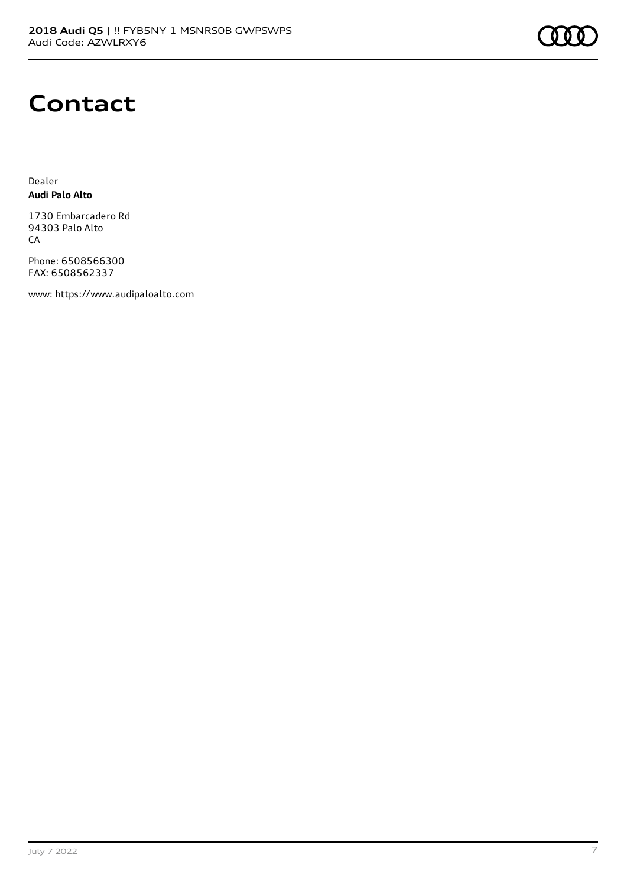# Contact

Dealer
**Audi Palo Alto**

1730 Embarcadero Rd
94303 Palo Alto
CA

Phone: 6508566300
FAX: 6508562337

www: https://www.audipaloalto.com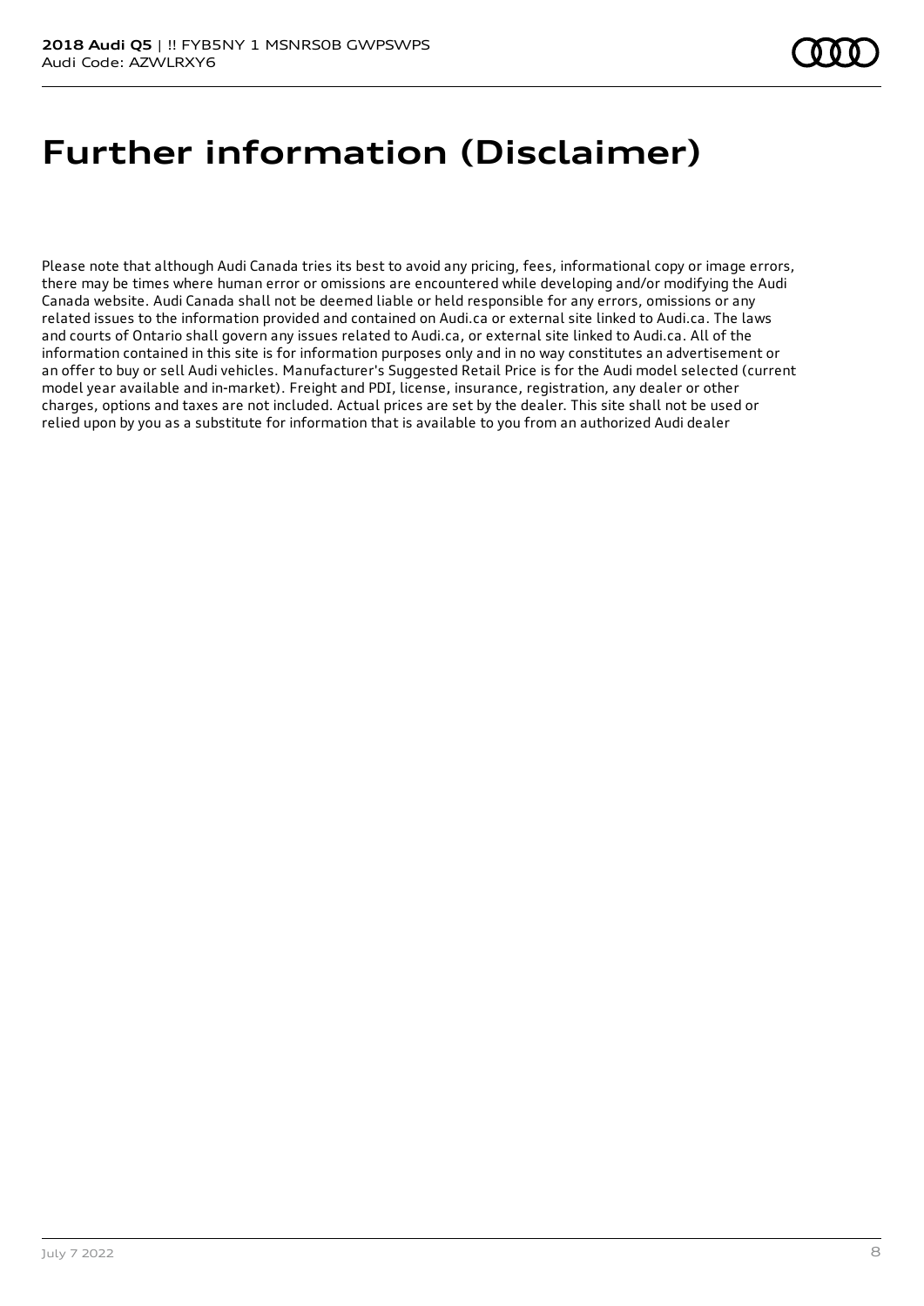# Further information (Disclaimer)

Please note that although Audi Canada tries its best to avoid any pricing, fees, informational copy or image errors, there may be times where human error or omissions are encountered while developing and/or modifying the Audi Canada website. Audi Canada shall not be deemed liable or held responsible for any errors, omissions or any related issues to the information provided and contained on Audi.ca or external site linked to Audi.ca. The laws and courts of Ontario shall govern any issues related to Audi.ca, or external site linked to Audi.ca. All of the information contained in this site is for information purposes only and in no way constitutes an advertisement or an offer to buy or sell Audi vehicles. Manufacturer's Suggested Retail Price is for the Audi model selected (current model year available and in-market). Freight and PDI, license, insurance, registration, any dealer or other charges, options and taxes are not included. Actual prices are set by the dealer. This site shall not be used or relied upon by you as a substitute for information that is available to you from an authorized Audi dealer